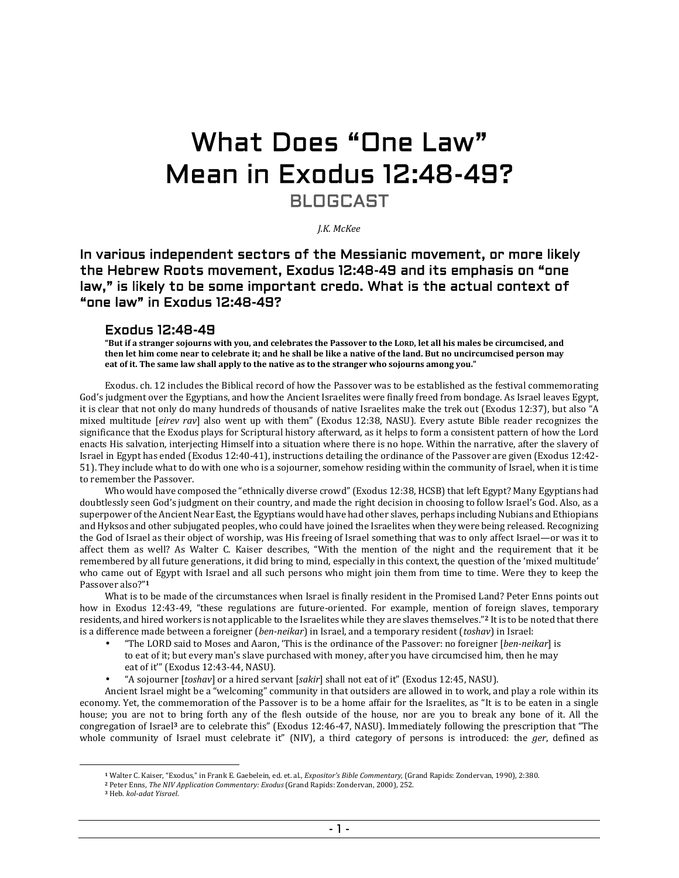# What Does "One Law" Mean in Exodus 12:48-49?

## BLOGCAST

*J.K. McKee*

**In various independent sectors of the Messianic movement, or more likely the Hebrew Roots movement, Exodus 12:48-49 and its emphasis on "one law," is likely to be some important credo. What is the actual context of "one law" in Exodus 12:48-49?**

### Exodus 12:48-49

**"But if a stranger sojourns with you, and celebrates the Passover to the LORD, let all his males be circumcised, and then let him come near to celebrate it; and he shall be like a native of the land. But no uncircumcised person may eat of it. The same law shall apply to the native as to the stranger who sojourns among you."**

Exodus. ch. 12 includes the Biblical record of how the Passover was to be established as the festival commemorating God's judgment over the Egyptians, and how the Ancient Israelites were finally freed from bondage. As Israel leaves Egypt, it is clear that not only do many hundreds of thousands of native Israelites make the trek out (Exodus 12:37), but also "A mixed multitude [*eirev rav*] also went up with them" (Exodus 12:38, NASU). Every astute Bible reader recognizes the significance that the Exodus plays for Scriptural history afterward, as it helps to form a consistent pattern of how the Lord enacts His salvation, interjecting Himself into a situation where there is no hope. Within the narrative, after the slavery of Israel in Egypt has ended (Exodus 12:40-41), instructions detailing the ordinance of the Passover are given (Exodus 12:42-51). They include what to do with one who is a sojourner, somehow residing within the community of Israel, when it is time to remember the Passover.

Who would have composed the "ethnically diverse crowd" (Exodus 12:38, HCSB) that left Egypt? Many Egyptians had doubtlessly seen God's judgment on their country, and made the right decision in choosing to follow Israel's God. Also, as a superpower of the Ancient Near East, the Egyptians would have have had other slaves, perhaps including Nubians and Ethiopians and Hyksos and other subjugated peoples, who could have joined the Israelites when they were being released. Recognizing the God of Israel as their object of worship, was His freeing of Israel something that was to only affect Israel—or was it to affect them as well? As Walter C. Kaiser describes, "With the mention of the night and the requirement that it be remembered by all future generations, it did bring to mind, especially in this context, the question of the 'mixed multitude' who came out of Egypt with Israel and all such persons who might join them from time to time. Were they to keep the Passover also?"[1]

What is to be made of the circumstances when Israel is finally resident in the Promised Land? Peter Enns points out how in Exodus 12:43-49, "these regulations are future-oriented. For example, mention of foreign slaves, temporary residents, and hired workers is not applicable to the Israelites while they are slaves themselves."[2] It is to be noted that there is a difference made between a foreigner (*ben-neikar*) in Israel, and a temporary resident (*toshav*) in Israel:

- "The LORD said to Moses and Aaron, 'This is the ordinance of the Passover: no foreigner [*ben-neikar*] is to eat of it; but every man's slave purchased with money, after you have circumcised him, then he may eat of it'" (Exodus 12:43-44, NASU).
- "A sojourner [*toshav*] or a hired servant [*sakir*] shall not eat of it" (Exodus 12:45, NASU).

Ancient Israel might be a "welcoming" community in that outsiders are allowed in to work, and play a role within its economy. Yet, the commemoration of the Passover is to be a home affair for the Israelites, as "It is to be eaten in a single house; you are not to bring forth any of the flesh outside of the house, nor are you to break any bone of it. All the congregation of Israel[3] are to celebrate this" (Exodus 12:46-47, NASU). Immediately following the prescription that "The whole community of Israel must celebrate it" (NIV), a third category of persons is introduced: the *ger*, defined as

---

[1] Walter C. Kaiser, "Exodus," in Frank E. Gaebelein, ed. et. al., *Expositor's Bible Commentary*, (Grand Rapids: Zondervan, 1990), 2:380.

[2] Peter Enns, *The NIV Application Commentary: Exodus* (Grand Rapids: Zondervan, 2000), 252.

[3] Heb. *kol-adat Yisrael*.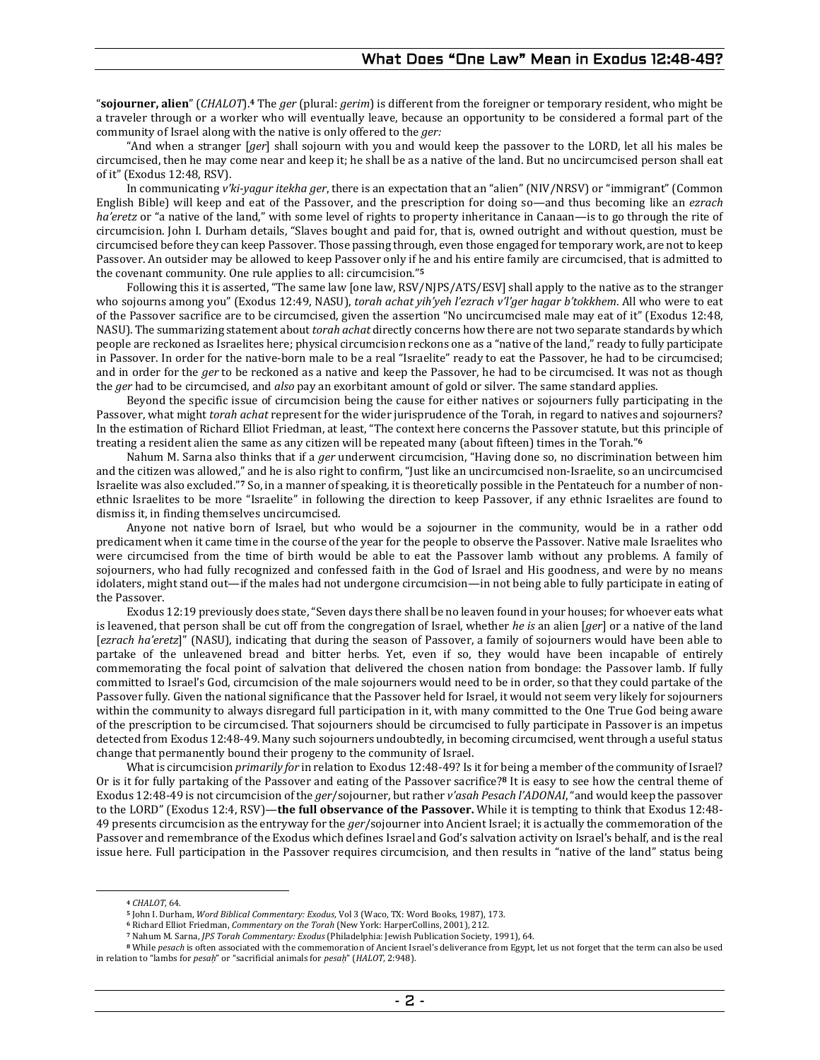"**sojourner, alien**" (*CHALOT*).[4] The *ger* (plural: *gerim*) is different from the foreigner or temporary resident, who might be a traveler through or a worker who will eventually leave, because an opportunity to be considered a formal part of the community of Israel along with the native is only offered to the *ger:*

"And when a stranger [*ger*] shall sojourn with you and would keep the passover to the LORD, let all his males be circumcised, then he may come near and keep it; he shall be as a native of the land. But no uncircumcised person shall eat of it" (Exodus 12:48, RSV).

In communicating *v'ki-yagur itekha ger*, there is an expectation that an "alien" (NIV/NRSV) or "immigrant" (Common English Bible) will keep and eat of the Passover, and the prescription for doing so—and thus becoming like an *ezrach ha'eretz* or "a native of the land," with some level of rights to property inheritance in Canaan—is to go through the rite of circumcision. John I. Durham details, "Slaves bought and paid for, that is, owned outright and without question, must be circumcised before they can keep Passover. Those passing through, even those engaged for temporary work, are not to keep Passover. An outsider may be allowed to keep Passover only if he and his entire family are circumcised, that is admitted to the covenant community. One rule applies to all: circumcision."[5]

Following this it is asserted, "The same law [one law, RSV/NJPS/ATS/ESV] shall apply to the native as to the stranger who sojourns among you" (Exodus 12:49, NASU), *torah achat yih'yeh l'ezrach v'l'ger hagar b'tokhkem*. All who were to eat of the Passover sacrifice are to be circumcised, given the assertion "No uncircumcised male may eat of it" (Exodus 12:48, NASU). The summarizing statement about *torah achat* directly concerns how there are not two separate standards by which people are reckoned as Israelites here; physical circumcision reckons one as a "native of the land," ready to fully participate in Passover. In order for the native-born male to be a real "Israelite" ready to eat the Passover, he had to be circumcised; and in order for the *ger* to be reckoned as a native and keep the Passover, he had to be circumcised. It was not as though the *ger* had to be circumcised, and *also* pay an exorbitant amount of gold or silver. The same standard applies.

Beyond the specific issue of circumcision being the cause for either natives or sojourners fully participating in the Passover, what might *torah achat* represent for the wider jurisprudence of the Torah, in regard to natives and sojourners? In the estimation of Richard Elliot Friedman, at least, "The context here concerns the Passover statute, but this principle of treating a resident alien the same as any citizen will be repeated many (about fifteen) times in the Torah."[6]

Nahum M. Sarna also thinks that if a *ger* underwent circumcision, "Having done so, no discrimination between him and the citizen was allowed," and he is also right to confirm, "Just like an uncircumcised non-Israelite, so an uncircumcised Israelite was also excluded."[7] So, in a manner of speaking, it is theoretically possible in the Pentateuch for a number of non-ethnic Israelites to be more "Israelite" in following the direction to keep Passover, if any ethnic Israelites are found to dismiss it, in finding themselves uncircumcised.

Anyone not native born of Israel, but who would be a sojourner in the community, would be in a rather odd predicament when it came time in the course of the year for the people to observe the Passover. Native male Israelites who were circumcised from the time of birth would be able to eat the Passover lamb without any problems. A family of sojourners, who had fully recognized and confessed faith in the God of Israel and His goodness, and were by no means idolaters, might stand out—if the males had not undergone circumcision—in not being able to fully participate in eating of the Passover.

Exodus 12:19 previously does state, "Seven days there shall be no leaven found in your houses; for whoever eats what is leavened, that person shall be cut off from the congregation of Israel, whether *he is* an alien [*ger*] or a native of the land [*ezrach ha'eretz*]" (NASU), indicating that during the season of Passover, a family of sojourners would have been able to partake of the unleavened bread and bitter herbs. Yet, even if so, they would have been incapable of entirely commemorating the focal point of salvation that delivered the chosen nation from bondage: the Passover lamb. If fully committed to Israel's God, circumcision of the male sojourners would need to be in order, so that they could partake of the Passover fully. Given the national significance that the Passover held for Israel, it would not seem very likely for sojourners within the community to always disregard full participation in it, with many committed to the One True God being aware of the prescription to be circumcised. That sojourners should be circumcised to fully participate in Passover is an impetus detected from Exodus 12:48-49. Many such sojourners undoubtedly, in becoming circumcised, went through a useful status change that permanently bound their progeny to the community of Israel.

What is circumcision *primarily for* in relation to Exodus 12:48-49? Is it for being a member of the community of Israel? Or is it for fully partaking of the Passover and eating of the Passover sacrifice?[8] It is easy to see how the central theme of Exodus 12:48-49 is not circumcision of the *ger*/sojourner, but rather *v'asah Pesach l'ADONAI*, "and would keep the passover to the LORD" (Exodus 12:4, RSV)—**the full observance of the Passover.** While it is tempting to think that Exodus 12:48-49 presents circumcision as the entryway for the *ger*/sojourner into Ancient Israel; it is actually the commemoration of the Passover and remembrance of the Exodus which defines Israel and God's salvation activity on Israel's behalf, and is the real issue here. Full participation in the Passover requires circumcision, and then results in "native of the land" status being

---

[4] *CHALOT*, 64.

[5] John I. Durham, *Word Biblical Commentary: Exodus*, Vol 3 (Waco, TX: Word Books, 1987), 173.

[6] Richard Elliot Friedman, *Commentary on the Torah* (New York: HarperCollins, 2001), 212.

[7] Nahum M. Sarna, *JPS Torah Commentary: Exodus* (Philadelphia: Jewish Publication Society, 1991), 64.

[8] While *pesach* is often associated with the commemoration of Ancient Israel's deliverance from Egypt, let us not forget that the term can also be used in relation to "lambs for *pesaḥ*" or "sacrificial animals for *pesaḥ*" (*HALOT*, 2:948).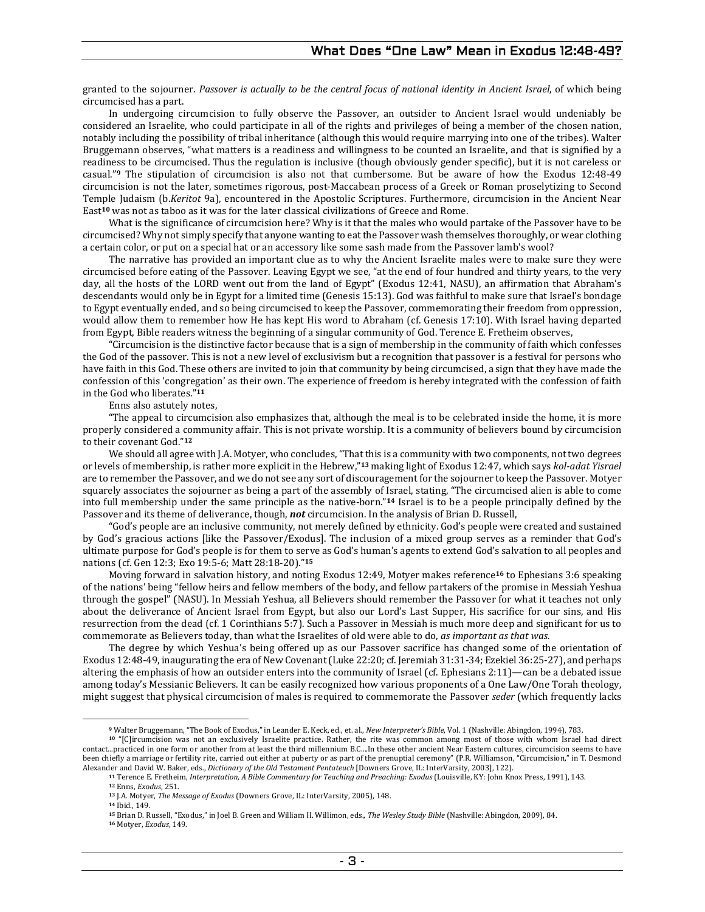granted to the sojourner. *Passover is actually to be the central focus of national identity in Ancient Israel*, of which being circumcised has a part.

In undergoing circumcision to fully observe the Passover, an outsider to Ancient Israel would undeniably be considered an Israelite, who could participate in all of the rights and privileges of being a member of the chosen nation, notably including the possibility of tribal inheritance (although this would require marrying into one of the tribes). Walter Bruggemann observes, "what matters is a readiness and willingness to be counted an Israelite, and that is signified by a readiness to be circumcised. Thus the regulation is inclusive (though obviously gender specific), but it is not careless or casual."[9] The stipulation of circumcision is also not that cumbersome. But be aware of how the Exodus 12:48-49 circumcision is not the later, sometimes rigorous, post-Maccabean process of a Greek or Roman proselytizing to Second Temple Judaism (b.*Keritot* 9a), encountered in the Apostolic Scriptures. Furthermore, circumcision in the Ancient Near East[10] was not as taboo as it was for the later classical civilizations of Greece and Rome.

What is the significance of circumcision here? Why is it that the males who would partake of the Passover have to be circumcised? Why not simply specify that anyone wanting to eat the Passover wash themselves thoroughly, or wear clothing a certain color, or put on a special hat or an accessory like some sash made from the Passover lamb's wool?

The narrative has provided an important clue as to why the Ancient Israelite males were to make sure they were circumcised before eating of the Passover. Leaving Egypt we see, "at the end of four hundred and thirty years, to the very day, all the hosts of the LORD went out from the land of Egypt" (Exodus 12:41, NASU), an affirmation that Abraham's descendants would only be in Egypt for a limited time (Genesis 15:13). God was faithful to make sure that Israel's bondage to Egypt eventually ended, and so being circumcised to keep the Passover, commemorating their freedom from oppression, would allow them to remember how He has kept His word to Abraham (cf. Genesis 17:10). With Israel having departed from Egypt, Bible readers witness the beginning of a singular community of God. Terence E. Fretheim observes,

"Circumcision is the distinctive factor because that is a sign of membership in the community of faith which confesses the God of the passover. This is not a new level of exclusivism but a recognition that passover is a festival for persons who have faith in this God. These others are invited to join that community by being circumcised, a sign that they have made the confession of this 'congregation' as their own. The experience of freedom is hereby integrated with the confession of faith in the God who liberates."[11]

Enns also astutely notes,

"The appeal to circumcision also emphasizes that, although the meal is to be celebrated inside the home, it is more properly considered a community affair. This is not private worship. It is a community of believers bound by circumcision to their covenant God."[12]

We should all agree with J.A. Motyer, who concludes, "That this is a community with two components, not two degrees or levels of membership, is rather more explicit in the Hebrew,"[13] making light of Exodus 12:47, which says *kol-adat Yisrael* are to remember the Passover, and we do not see any sort of discouragement for the sojourner to keep the Passover. Motyer squarely associates the sojourner as being a part of the assembly of Israel, stating, "The circumcised alien is able to come into full membership under the same principle as the native-born."[14] Israel is to be a people principally defined by the Passover and its theme of deliverance, though, ***not*** circumcision. In the analysis of Brian D. Russell,

"God's people are an inclusive community, not merely defined by ethnicity. God's people were created and sustained by God's gracious actions [like the Passover/Exodus]. The inclusion of a mixed group serves as a reminder that God's ultimate purpose for God's people is for them to serve as God's human's agents to extend God's salvation to all peoples and nations (cf. Gen 12:3; Exo 19:5-6; Matt 28:18-20)."[15]

Moving forward in salvation history, and noting Exodus 12:49, Motyer makes reference[16] to Ephesians 3:6 speaking of the nations' being "fellow heirs and fellow members of the body, and fellow partakers of the promise in Messiah Yeshua through the gospel" (NASU). In Messiah Yeshua, all Believers should remember the Passover for what it teaches not only about the deliverance of Ancient Israel from Egypt, but also our Lord's Last Supper, His sacrifice for our sins, and His resurrection from the dead (cf. 1 Corinthians 5:7). Such a Passover in Messiah is much more deep and significant for us to commemorate as Believers today, than what the Israelites of old were able to do, *as important as that was.*

The degree by which Yeshua's being offered up as our Passover sacrifice has changed some of the orientation of Exodus 12:48-49, inaugurating the era of New Covenant (Luke 22:20; cf. Jeremiah 31:31-34; Ezekiel 36:25-27), and perhaps altering the emphasis of how an outsider enters into the community of Israel (cf. Ephesians 2:11)—can be a debated issue among today's Messianic Believers. It can be easily recognized how various proponents of a One Law/One Torah theology, might suggest that physical circumcision of males is required to commemorate the Passover *seder* (which frequently lacks

---

[9] Walter Bruggemann, "The Book of Exodus," in Leander E. Keck, ed., et. al., *New Interpreter's Bible*, Vol. 1 (Nashville: Abingdon, 1994), 783.

[10] "[C]ircumcision was not an exclusively Israelite practice. Rather, the rite was common among most of those with whom Israel had direct contact...practiced in one form or another from at least the third millennium B.C....In these other ancient Near Eastern cultures, circumcision seems to have been chiefly a marriage or fertility rite, carried out either at puberty or as part of the prenuptial ceremony" (P.R. Williamson, "Circumcision," in T. Desmond Alexander and David W. Baker, eds., *Dictionary of the Old Testament Pentateuch* [Downers Grove, IL: InterVarsity, 2003], 122).

[11] Terence E. Fretheim, *Interpretation, A Bible Commentary for Teaching and Preaching: Exodus* (Louisville, KY: John Knox Press, 1991), 143.

[12] Enns, *Exodus*, 251.

[13] J.A. Motyer, *The Message of Exodus* (Downers Grove, IL: InterVarsity, 2005), 148.

[14] Ibid., 149.

[15] Brian D. Russell, "Exodus," in Joel B. Green and William H. Willimon, eds., *The Wesley Study Bible* (Nashville: Abingdon, 2009), 84.

[16] Motyer, *Exodus*, 149.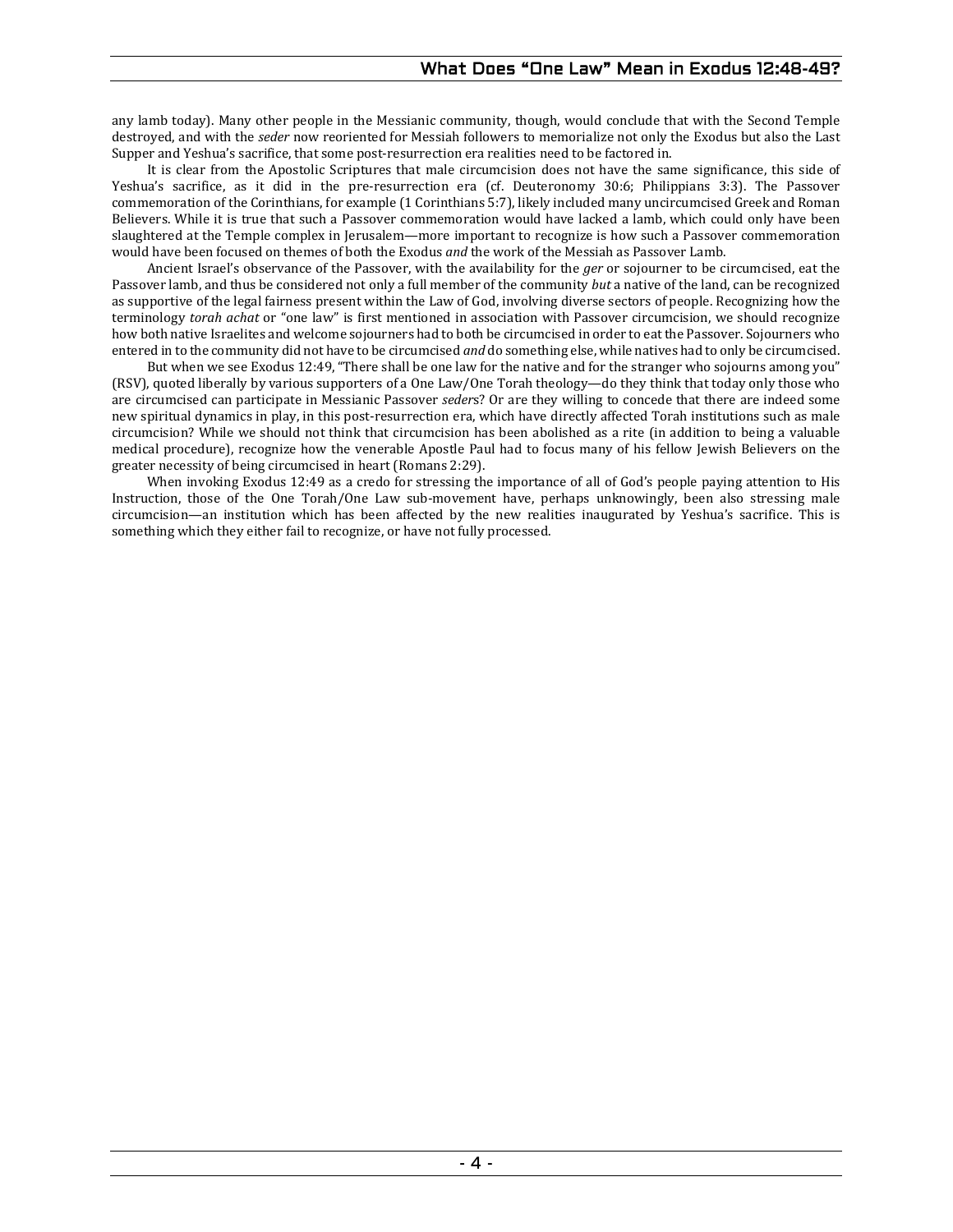any lamb today). Many other people in the Messianic community, though, would conclude that with the Second Temple destroyed, and with the *seder* now reoriented for Messiah followers to memorialize not only the Exodus but also the Last Supper and Yeshua's sacrifice, that some post-resurrection era realities need to be factored in.

It is clear from the Apostolic Scriptures that male circumcision does not have the same significance, this side of Yeshua's sacrifice, as it did in the pre-resurrection era (cf. Deuteronomy 30:6; Philippians 3:3). The Passover commemoration of the Corinthians, for example (1 Corinthians 5:7), likely included many uncircumcised Greek and Roman Believers. While it is true that such a Passover commemoration would have lacked a lamb, which could only have been slaughtered at the Temple complex in Jerusalem—more important to recognize is how such a Passover commemoration would have been focused on themes of both the Exodus *and* the work of the Messiah as Passover Lamb.

Ancient Israel's observance of the Passover, with the availability for the *ger* or sojourner to be circumcised, eat the Passover lamb, and thus be considered not only a full member of the community *but* a native of the land, can be recognized as supportive of the legal fairness present within the Law of God, involving diverse sectors of people. Recognizing how the terminology *torah achat* or "one law" is first mentioned in association with Passover circumcision, we should recognize how both native Israelites and welcome sojourners had to both be circumcised in order to eat the Passover. Sojourners who entered in to the community did not have to be circumcised *and* do something else, while natives had to only be circumcised.

But when we see Exodus 12:49, "There shall be one law for the native and for the stranger who sojourns among you" (RSV), quoted liberally by various supporters of a One Law/One Torah theology—do they think that today only those who are circumcised can participate in Messianic Passover *seder*s? Or are they willing to concede that there are indeed some new spiritual dynamics in play, in this post-resurrection era, which have directly affected Torah institutions such as male circumcision? While we should not think that circumcision has been abolished as a rite (in addition to being a valuable medical procedure), recognize how the venerable Apostle Paul had to focus many of his fellow Jewish Believers on the greater necessity of being circumcised in heart (Romans 2:29).

When invoking Exodus 12:49 as a credo for stressing the importance of all of God's people paying attention to His Instruction, those of the One Torah/One Law sub-movement have, perhaps unknowingly, been also stressing male circumcision—an institution which has been affected by the new realities inaugurated by Yeshua's sacrifice. This is something which they either fail to recognize, or have not fully processed.